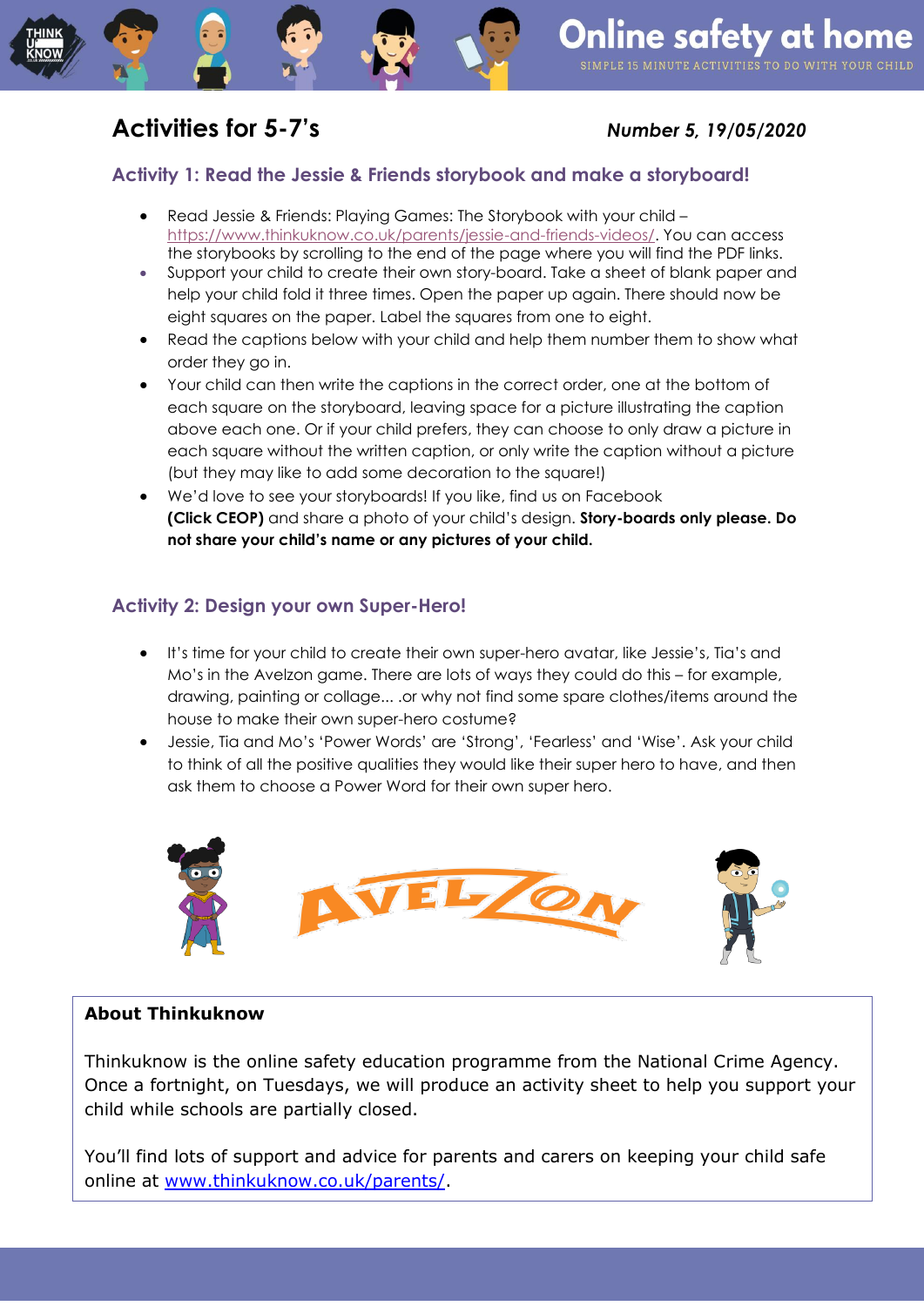# Online safety at home

SIMPLE 15 MINUTE ACTIVITIES TO DO WITH YOUR CHILD

## Activities for 5-7's

***Number 5, 19/05/2020***

### Activity 1: Read the Jessie & Friends storybook and make a storyboard!

- Read Jessie & Friends: Playing Games: The Storybook with your child – https://www.thinkuknow.co.uk/parents/jessie-and-friends-videos/. You can access the storybooks by scrolling to the end of the page where you will find the PDF links.
- Support your child to create their own story-board. Take a sheet of blank paper and help your child fold it three times. Open the paper up again. There should now be eight squares on the paper. Label the squares from one to eight.
- Read the captions below with your child and help them number them to show what order they go in.
- Your child can then write the captions in the correct order, one at the bottom of each square on the storyboard, leaving space for a picture illustrating the caption above each one. Or if your child prefers, they can choose to only draw a picture in each square without the written caption, or only write the caption without a picture (but they may like to add some decoration to the square!)
- We'd love to see your storyboards! If you like, find us on Facebook **(Click CEOP)** and share a photo of your child's design. **Story-boards only please. Do not share your child's name or any pictures of your child.**

### Activity 2: Design your own Super-Hero!

- It's time for your child to create their own super-hero avatar, like Jessie's, Tia's and Mo's in the Avelzon game. There are lots of ways they could do this – for example, drawing, painting or collage... .or why not find some spare clothes/items around the house to make their own super-hero costume?
- Jessie, Tia and Mo's 'Power Words' are 'Strong', 'Fearless' and 'Wise'. Ask your child to think of all the positive qualities they would like their super hero to have, and then ask them to choose a Power Word for their own super hero.

**About Thinkuknow**

Thinkuknow is the online safety education programme from the National Crime Agency. Once a fortnight, on Tuesdays, we will produce an activity sheet to help you support your child while schools are partially closed.

You'll find lots of support and advice for parents and carers on keeping your child safe online at www.thinkuknow.co.uk/parents/.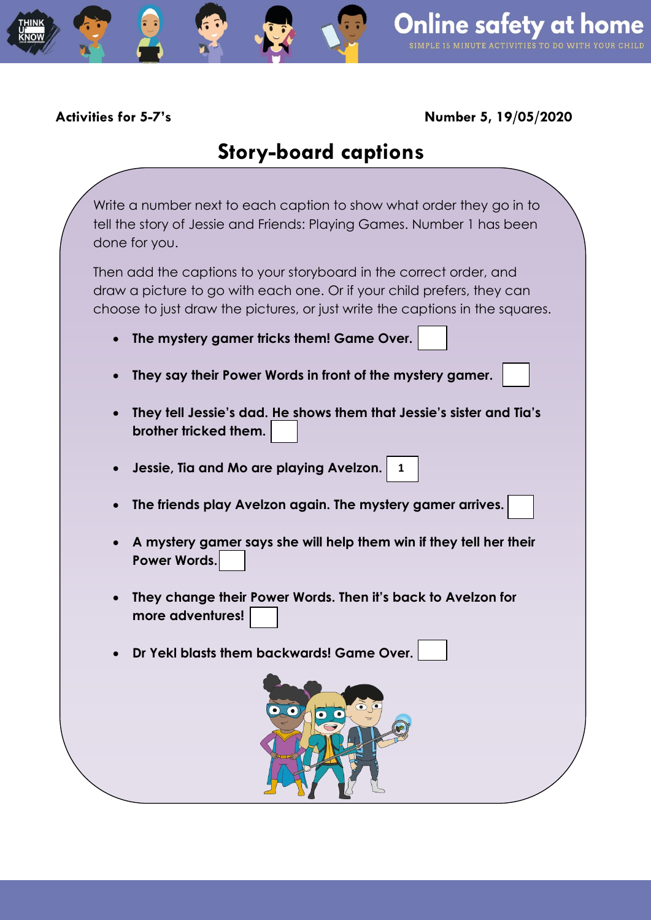**Activities for 5-7's** **Number 5, 19/05/2020**

# Story-board captions

Write a number next to each caption to show what order they go in to tell the story of Jessie and Friends: Playing Games. Number 1 has been done for you.

Then add the captions to your storyboard in the correct order, and draw a picture to go with each one. Or if your child prefers, they can choose to just draw the pictures, or just write the captions in the squares.

- **The mystery gamer tricks them! Game Over.** [ ]
- **They say their Power Words in front of the mystery gamer.** [ ]
- **They tell Jessie's dad. He shows them that Jessie's sister and Tia's brother tricked them.** [ ]
- **Jessie, Tia and Mo are playing Avelzon.** [1]
- **The friends play Avelzon again. The mystery gamer arrives.** [ ]
- **A mystery gamer says she will help them win if they tell her their Power Words.** [ ]
- **They change their Power Words. Then it's back to Avelzon for more adventures!** [ ]
- **Dr Yekl blasts them backwards! Game Over.** [ ]